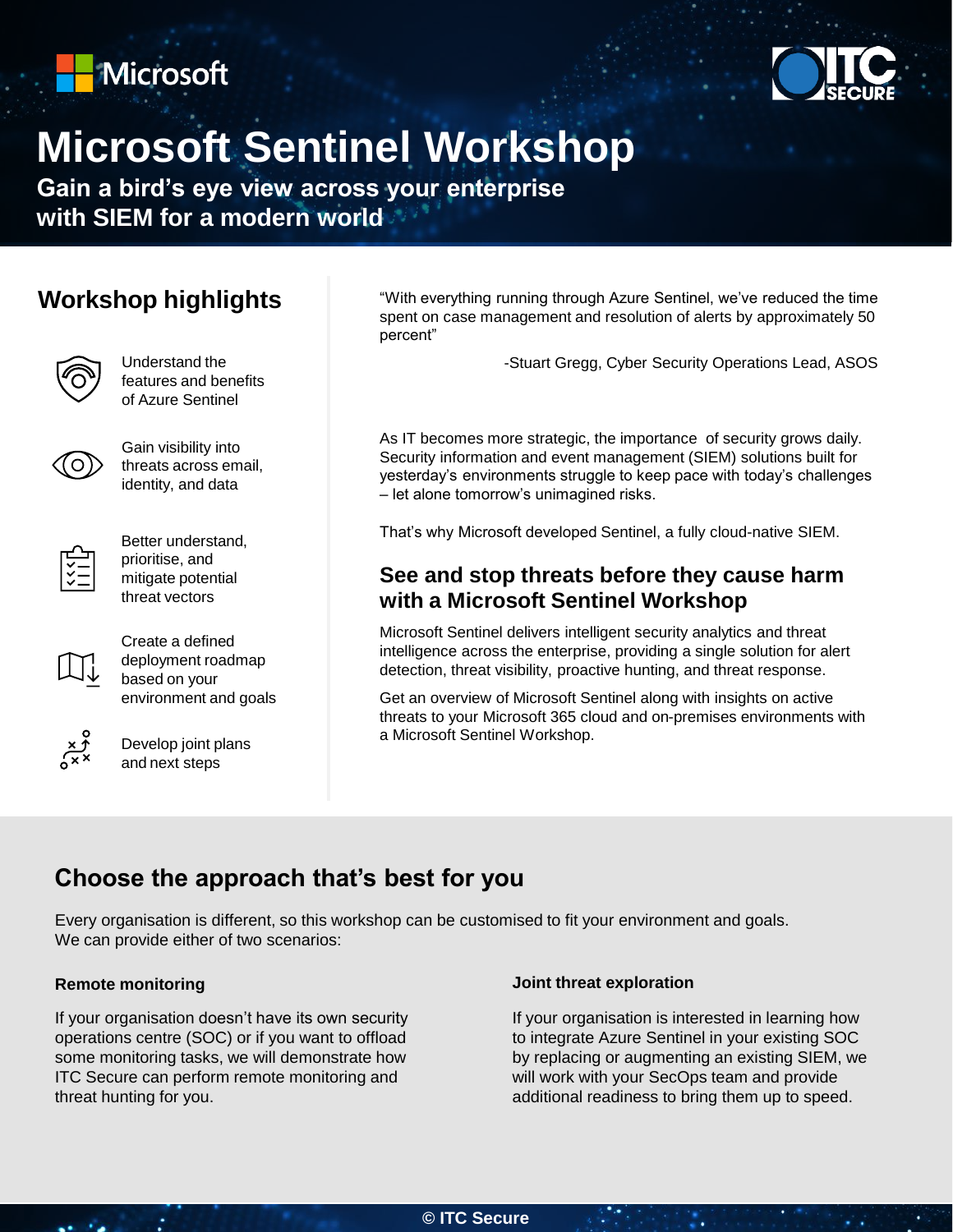# Microsoft Sentinel Workshop

**Gain a bird's eye view across your enterprise with SIEM for a modern world**

## Workshop highlights

- Understand the features and benefits of Azure Sentinel
- Gain visibility into threats across email, identity, and data
- Better understand, prioritise, and mitigate potential threat vectors
- Create a defined deployment roadmap based on your environment and goals
- Develop joint plans and next steps

"With everything running through Azure Sentinel, we've reduced the time spent on case management and resolution of alerts by approximately 50 percent"

-Stuart Gregg, Cyber Security Operations Lead, ASOS

As IT becomes more strategic, the importance of security grows daily. Security information and event management (SIEM) solutions built for yesterday's environments struggle to keep pace with today's challenges – let alone tomorrow's unimagined risks.

That's why Microsoft developed Sentinel, a fully cloud-native SIEM.

## See and stop threats before they cause harm with a Microsoft Sentinel Workshop

Microsoft Sentinel delivers intelligent security analytics and threat intelligence across the enterprise, providing a single solution for alert detection, threat visibility, proactive hunting, and threat response.

Get an overview of Microsoft Sentinel along with insights on active threats to your Microsoft 365 cloud and on-premises environments with a Microsoft Sentinel Workshop.

## Choose the approach that's best for you

Every organisation is different, so this workshop can be customised to fit your environment and goals. We can provide either of two scenarios:

### Remote monitoring

If your organisation doesn't have its own security operations centre (SOC) or if you want to offload some monitoring tasks, we will demonstrate how ITC Secure can perform remote monitoring and threat hunting for you.

### Joint threat exploration

If your organisation is interested in learning how to integrate Azure Sentinel in your existing SOC by replacing or augmenting an existing SIEM, we will work with your SecOps team and provide additional readiness to bring them up to speed.

© ITC Secure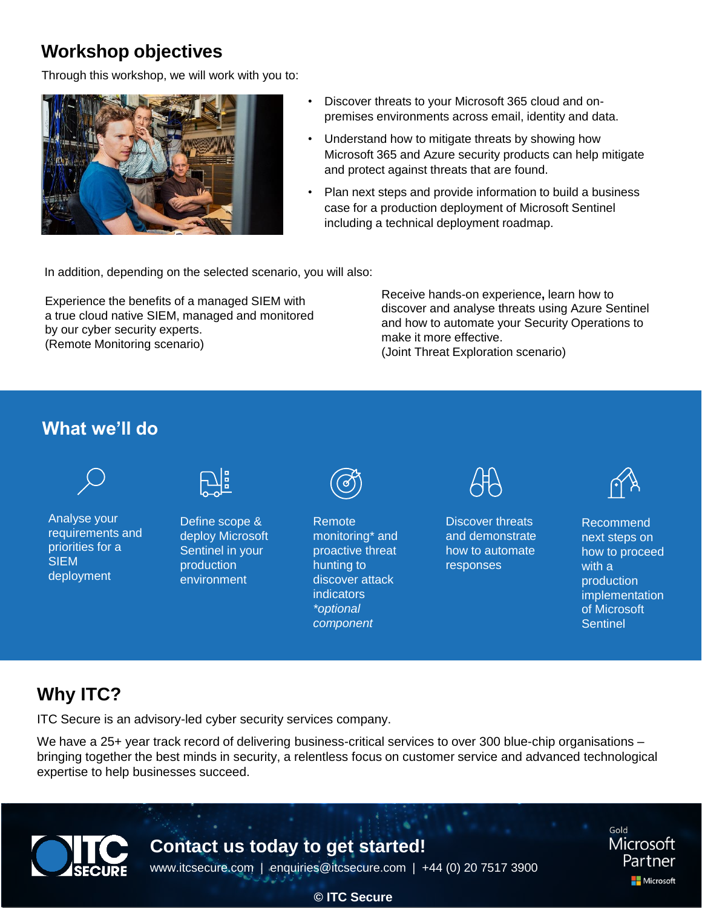## Workshop objectives

Through this workshop, we will work with you to:

- Discover threats to your Microsoft 365 cloud and on-premises environments across email, identity and data.
- Understand how to mitigate threats by showing how Microsoft 365 and Azure security products can help mitigate and protect against threats that are found.
- Plan next steps and provide information to build a business case for a production deployment of Microsoft Sentinel including a technical deployment roadmap.

In addition, depending on the selected scenario, you will also:

Experience the benefits of a managed SIEM with a true cloud native SIEM, managed and monitored by our cyber security experts.
(Remote Monitoring scenario)

Receive hands-on experience**,** learn how to discover and analyse threats using Azure Sentinel and how to automate your Security Operations to make it more effective.
(Joint Threat Exploration scenario)

## What we'll do

Analyse your requirements and priorities for a SIEM deployment

Define scope & deploy Microsoft Sentinel in your production environment

Remote monitoring* and proactive threat hunting to discover attack indicators
*\*optional component*

Discover threats and demonstrate how to automate responses

Recommend next steps on how to proceed with a production implementation of Microsoft Sentinel

## Why ITC?

ITC Secure is an advisory-led cyber security services company.

We have a 25+ year track record of delivering business-critical services to over 300 blue-chip organisations – bringing together the best minds in security, a relentless focus on customer service and advanced technological expertise to help businesses succeed.

**Contact us today to get started!**

www.itcsecure.com | enquiries@itcsecure.com | +44 (0) 20 7517 3900

Gold Microsoft Partner

**© ITC Secure**